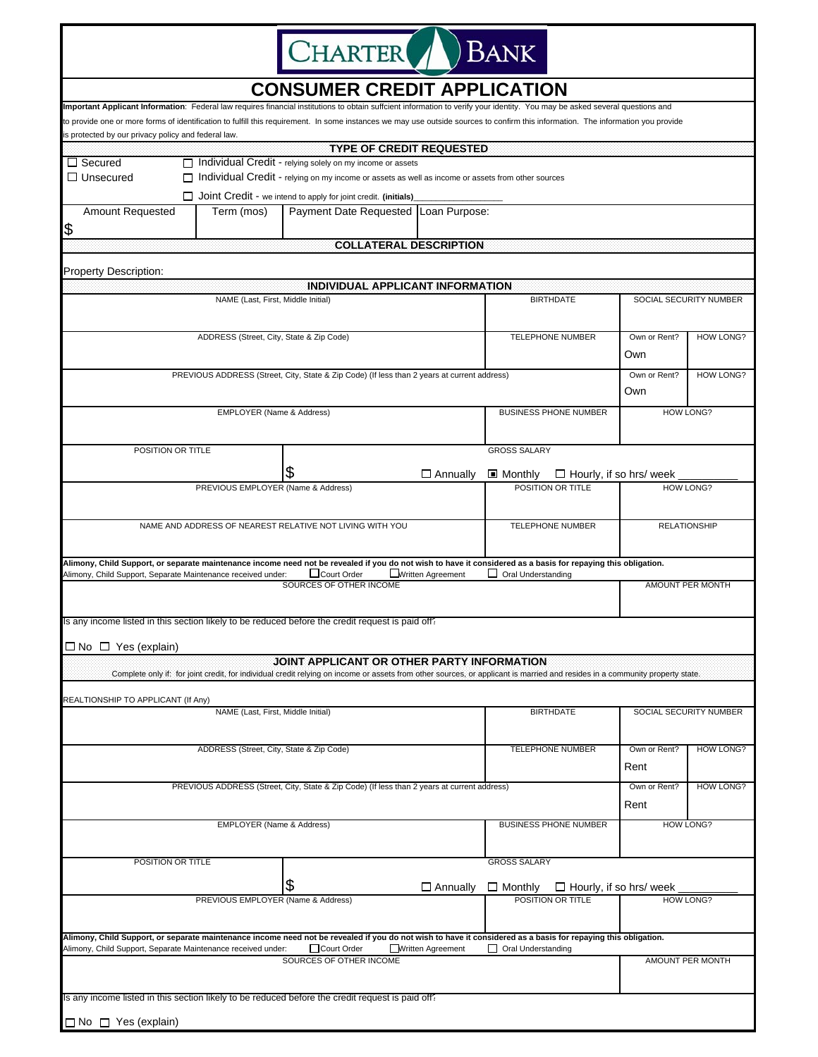CHARTER BANK

# CONSUMER CREDIT APPLICATION

**Important Applicant Information**: Federal law requires financial institutions to obtain suffcient information to verify your identity. You may be asked several questions and to provide one or more forms of identification to fulfill this requirement. In some instances we may use outside sources to confirm this information. The information you provide is protected by our privacy policy and federal law.

## TYPE OF CREDIT REQUESTED

☐ Secured
☐ Unsecured

☐ Individual Credit - relying solely on my income or assets
☐ Individual Credit - relying on my income or assets as well as income or assets from other sources
☐ Joint Credit - we intend to apply for joint credit. **(initials)**_______________

| Amount Requested | Term (mos) | Payment Date Requested | Loan Purpose: |
|---|---|---|---|
| $ | | | |

## COLLATERAL DESCRIPTION

Property Description:

## INDIVIDUAL APPLICANT INFORMATION

| NAME (Last, First, Middle Initial) | BIRTHDATE | SOCIAL SECURITY NUMBER | |
|---|---|---|---|
| | | | |
| ADDRESS (Street, City, State & Zip Code) | TELEPHONE NUMBER | Own or Rent? | HOW LONG? |
| | | Own | |
| PREVIOUS ADDRESS (Street, City, State & Zip Code) (If less than 2 years at current address) | | Own or Rent? | HOW LONG? |
| | | Own | |
| EMPLOYER (Name & Address) | BUSINESS PHONE NUMBER | HOW LONG? | |
| | | | |

| POSITION OR TITLE | GROSS SALARY |
|---|---|
| | $ ☐ Annually ☒ Monthly ☐ Hourly, if so hrs/ week __________ |

| PREVIOUS EMPLOYER (Name & Address) | POSITION OR TITLE | HOW LONG? |
|---|---|---|
| | | |
| NAME AND ADDRESS OF NEAREST RELATIVE NOT LIVING WITH YOU | TELEPHONE NUMBER | RELATIONSHIP |
| | | |

**Alimony, Child Support, or separate maintenance income need not be revealed if you do not wish to have it considered as a basis for repaying this obligation.**
Alimony, Child Support, Separate Maintenance received under: ☐ Court Order ☐ Written Agreement ☐ Oral Understanding

| SOURCES OF OTHER INCOME | AMOUNT PER MONTH |
|---|---|
| | |

Is any income listed in this section likely to be reduced before the credit request is paid off?

☐ No ☐ Yes (explain)

## JOINT APPLICANT OR OTHER PARTY INFORMATION

Complete only if: for joint credit, for individual credit relying on income or assets from other sources, or applicant is married and resides in a community property state.

REALTIONSHIP TO APPLICANT (If Any)

| NAME (Last, First, Middle Initial) | BIRTHDATE | SOCIAL SECURITY NUMBER | |
|---|---|---|---|
| | | | |
| ADDRESS (Street, City, State & Zip Code) | TELEPHONE NUMBER | Own or Rent? | HOW LONG? |
| | | Rent | |
| PREVIOUS ADDRESS (Street, City, State & Zip Code) (If less than 2 years at current address) | | Own or Rent? | HOW LONG? |
| | | Rent | |
| EMPLOYER (Name & Address) | BUSINESS PHONE NUMBER | HOW LONG? | |
| | | | |

| POSITION OR TITLE | GROSS SALARY |
|---|---|
| | $ ☐ Annually ☐ Monthly ☐ Hourly, if so hrs/ week __________ |

| PREVIOUS EMPLOYER (Name & Address) | POSITION OR TITLE | HOW LONG? |
|---|---|---|
| | | |

**Alimony, Child Support, or separate maintenance income need not be revealed if you do not wish to have it considered as a basis for repaying this obligation.**
Alimony, Child Support, Separate Maintenance received under: ☐ Court Order ☐ Written Agreement ☐ Oral Understanding

| SOURCES OF OTHER INCOME | AMOUNT PER MONTH |
|---|---|
| | |

Is any income listed in this section likely to be reduced before the credit request is paid off?

☐ No ☐ Yes (explain)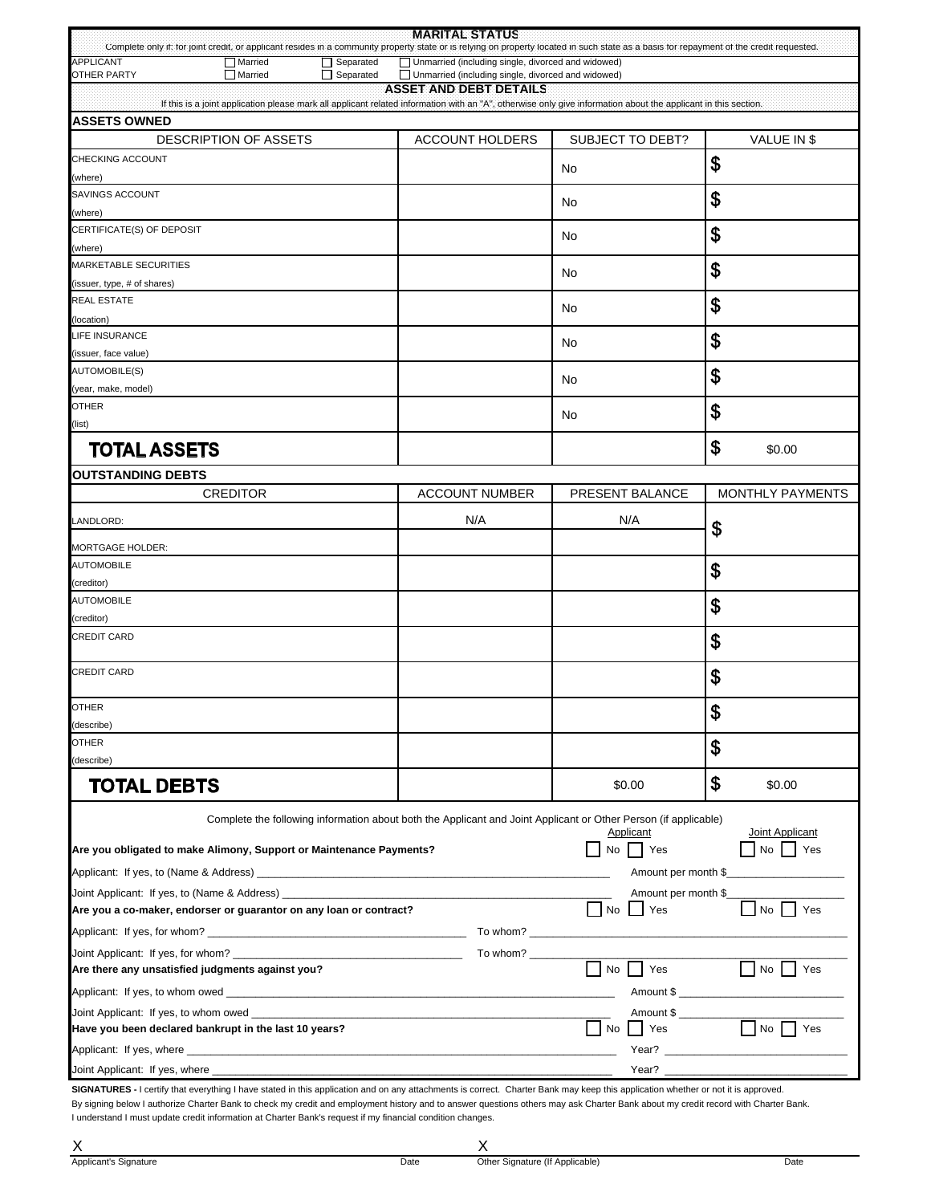## MARITAL STATUS

Complete only if: for joint credit, or applicant resides in a community property state or is relying on property located in such state as a basis for repayment of the credit requested.

| | | | |
|---|---|---|---|
| APPLICANT | ☐ Married | ☐ Separated | ☐ Unmarried (including single, divorced and widowed) |
| OTHER PARTY | ☐ Married | ☐ Separated | ☐ Unmarried (including single, divorced and widowed) |

## ASSET AND DEBT DETAILS

If this is a joint application please mark all applicant related information with an "A", otherwise only give information about the applicant in this section.

### ASSETS OWNED

| DESCRIPTION OF ASSETS | ACCOUNT HOLDERS | SUBJECT TO DEBT? | VALUE IN $ |
|---|---|---|---|
| CHECKING ACCOUNT (where) | | No | $ |
| SAVINGS ACCOUNT (where) | | No | $ |
| CERTIFICATE(S) OF DEPOSIT (where) | | No | $ |
| MARKETABLE SECURITIES (issuer, type, # of shares) | | No | $ |
| REAL ESTATE (location) | | No | $ |
| LIFE INSURANCE (issuer, face value) | | No | $ |
| AUTOMOBILE(S) (year, make, model) | | No | $ |
| OTHER (list) | | No | $ |
| **TOTAL ASSETS** | | | $ $0.00 |

### OUTSTANDING DEBTS

| CREDITOR | ACCOUNT NUMBER | PRESENT BALANCE | MONTHLY PAYMENTS |
|---|---|---|---|
| LANDLORD: | N/A | N/A | $ |
| MORTGAGE HOLDER: | | | |
| AUTOMOBILE (creditor) | | | $ |
| AUTOMOBILE (creditor) | | | $ |
| CREDIT CARD | | | $ |
| CREDIT CARD | | | $ |
| OTHER (describe) | | | $ |
| OTHER (describe) | | | $ |
| **TOTAL DEBTS** | | $0.00 | $ $0.00 |

Complete the following information about both the Applicant and Joint Applicant or Other Person (if applicable)

| | Applicant | Joint Applicant |
|---|---|---|
| **Are you obligated to make Alimony, Support or Maintenance Payments?** | ☐ No ☐ Yes | ☐ No ☐ Yes |

Applicant: If yes, to (Name & Address) ______________________ Amount per month $__________

Joint Applicant: If yes, to (Name & Address) ______________________ Amount per month $__________

| | | |
|---|---|---|
| **Are you a co-maker, endorser or guarantor on any loan or contract?** | ☐ No ☐ Yes | ☐ No ☐ Yes |

Applicant: If yes, for whom? ______________________ To whom? ______________________

Joint Applicant: If yes, for whom? ______________________ To whom? ______________________

| | | |
|---|---|---|
| **Are there any unsatisfied judgments against you?** | ☐ No ☐ Yes | ☐ No ☐ Yes |

Applicant: If yes, to whom owed ______________________ Amount $__________

Joint Applicant: If yes, to whom owed ______________________ Amount $__________

| | | |
|---|---|---|
| **Have you been declared bankrupt in the last 10 years?** | ☐ No ☐ Yes | ☐ No ☐ Yes |

Applicant: If yes, where ______________________ Year? __________

Joint Applicant: If yes, where ______________________ Year? __________

**SIGNATURES -** I certify that everything I have stated in this application and on any attachments is correct. Charter Bank may keep this application whether or not it is approved. By signing below I authorize Charter Bank to check my credit and employment history and to answer questions others may ask Charter Bank about my credit record with Charter Bank. I understand I must update credit information at Charter Bank's request if my financial condition changes.

X ______________________ Date ______ X ______________________ Date ______

Applicant's Signature | Date | Other Signature (If Applicable) | Date